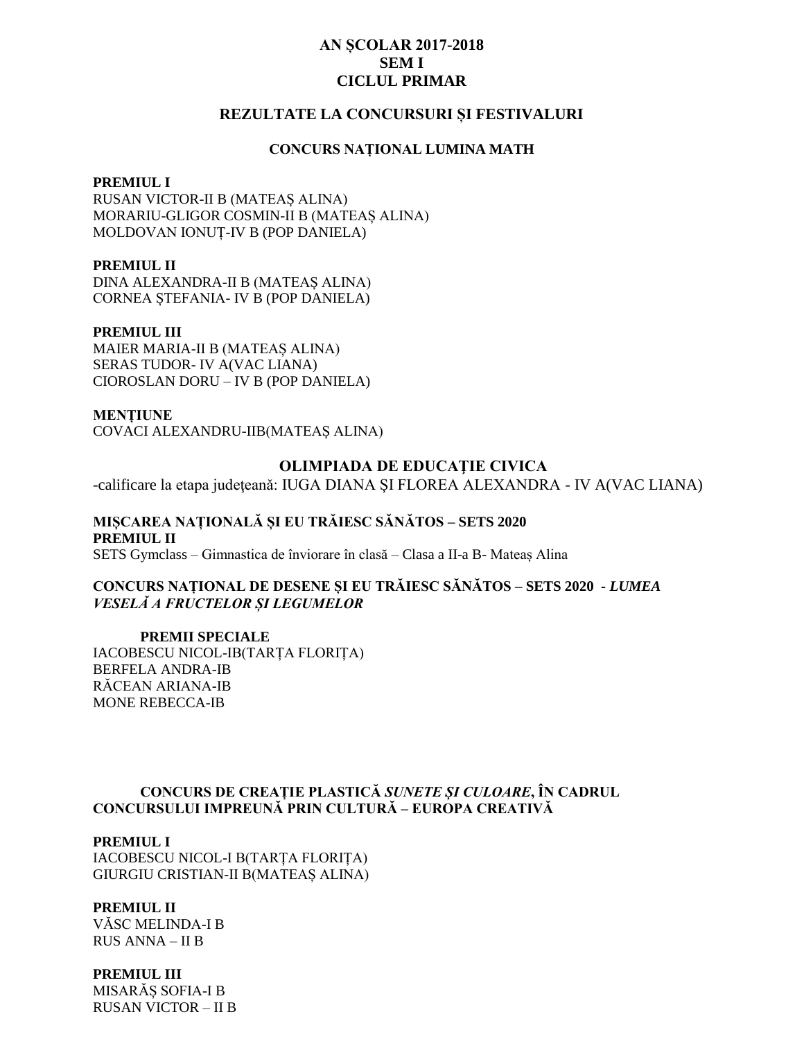# AN ȘCOLAR 2017-2018
# SEM I
# CICLUL PRIMAR

## REZULTATE LA CONCURSURI ȘI FESTIVALURI

### CONCURS NAȚIONAL LUMINA MATH

**PREMIUL I**
RUSAN VICTOR-II B (MATEAȘ ALINA)
MORARIU-GLIGOR COSMIN-II B (MATEAȘ ALINA)
MOLDOVAN IONUȚ-IV B (POP DANIELA)

**PREMIUL II**
DINA ALEXANDRA-II B (MATEAȘ ALINA)
CORNEA ȘTEFANIA- IV B (POP DANIELA)

**PREMIUL III**
MAIER MARIA-II B (MATEAȘ ALINA)
SERAS TUDOR- IV A(VAC LIANA)
CIOROSLAN DORU – IV B (POP DANIELA)

**MENȚIUNE**
COVACI ALEXANDRU-IIB(MATEAȘ ALINA)

### OLIMPIADA DE EDUCAȚIE CIVICA

-calificare la etapa judeţeană: IUGA DIANA ŞI FLOREA ALEXANDRA - IV A(VAC LIANA)

**MIȘCAREA NAȚIONALĂ ȘI EU TRĂIESC SĂNĂTOS – SETS 2020**
**PREMIUL II**
SETS Gymclass – Gimnastica de înviorare în clasă – Clasa a II-a B- Mateaș Alina

**CONCURS NAȚIONAL DE DESENE ȘI EU TRĂIESC SĂNĂTOS – SETS 2020 - *LUMEA VESELĂ A FRUCTELOR ȘI LEGUMELOR***

**PREMII SPECIALE**
IACOBESCU NICOL-IB(TARȚA FLORIȚA)
BERFELA ANDRA-IB
RĂCEAN ARIANA-IB
MONE REBECCA-IB

**CONCURS DE CREAȚIE PLASTICĂ *SUNETE ȘI CULOARE*, ÎN CADRUL CONCURSULUI IMPREUNĂ PRIN CULTURĂ – EUROPA CREATIVĂ**

**PREMIUL I**
IACOBESCU NICOL-I B(TARȚA FLORIȚA)
GIURGIU CRISTIAN-II B(MATEAȘ ALINA)

**PREMIUL II**
VĂSC MELINDA-I B
RUS ANNA – II B

**PREMIUL III**
MISARĂȘ SOFIA-I B
RUSAN VICTOR – II B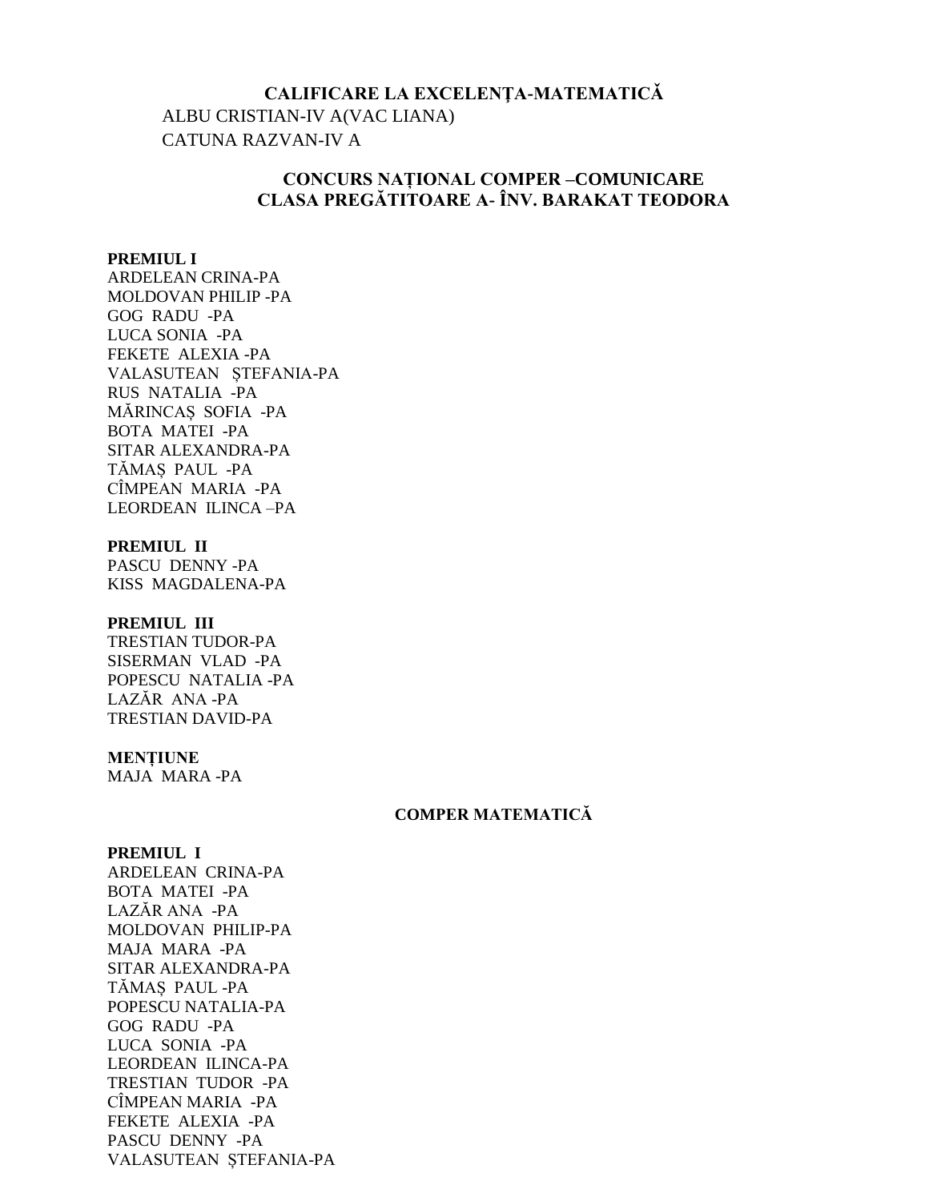**CALIFICARE LA EXCELENȚA-MATEMATICĂ**

ALBU CRISTIAN-IV A(VAC LIANA)
CATUNA RAZVAN-IV A

**CONCURS NAȚIONAL COMPER –COMUNICARE**
**CLASA PREGĂTITOARE A- ÎNV. BARAKAT TEODORA**

**PREMIUL I**
ARDELEAN CRINA-PA
MOLDOVAN PHILIP -PA
GOG RADU -PA
LUCA SONIA -PA
FEKETE ALEXIA -PA
VALASUTEAN ȘTEFANIA-PA
RUS NATALIA -PA
MĂRINCAȘ SOFIA -PA
BOTA MATEI -PA
SITAR ALEXANDRA-PA
TĂMAȘ PAUL -PA
CÎMPEAN MARIA -PA
LEORDEAN ILINCA –PA

**PREMIUL II**
PASCU DENNY -PA
KISS MAGDALENA-PA

**PREMIUL III**
TRESTIAN TUDOR-PA
SISERMAN VLAD -PA
POPESCU NATALIA -PA
LAZĂR ANA -PA
TRESTIAN DAVID-PA

**MENȚIUNE**
MAJA MARA -PA

**COMPER MATEMATICĂ**

**PREMIUL I**
ARDELEAN CRINA-PA
BOTA MATEI -PA
LAZĂR ANA -PA
MOLDOVAN PHILIP-PA
MAJA MARA -PA
SITAR ALEXANDRA-PA
TĂMAȘ PAUL -PA
POPESCU NATALIA-PA
GOG RADU -PA
LUCA SONIA -PA
LEORDEAN ILINCA-PA
TRESTIAN TUDOR -PA
CÎMPEAN MARIA -PA
FEKETE ALEXIA -PA
PASCU DENNY -PA
VALASUTEAN ȘTEFANIA-PA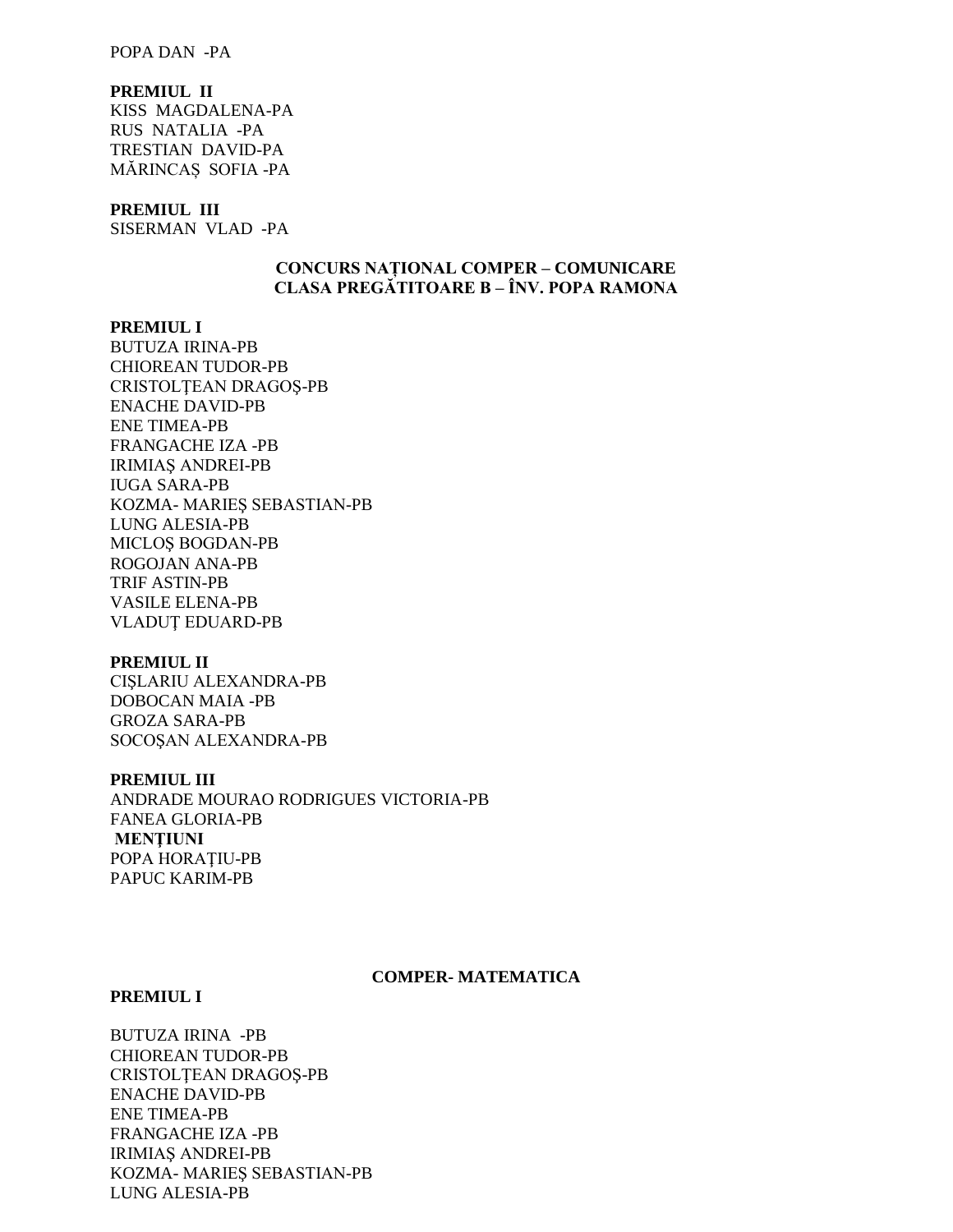POPA DAN -PA

**PREMIUL II**
KISS MAGDALENA-PA
RUS NATALIA -PA
TRESTIAN DAVID-PA
MĂRINCAȘ SOFIA -PA

**PREMIUL III**
SISERMAN VLAD -PA

## CONCURS NAȚIONAL COMPER – COMUNICARE
## CLASA PREGĂTITOARE B – ÎNV. POPA RAMONA

**PREMIUL I**
BUTUZA IRINA-PB
CHIOREAN TUDOR-PB
CRISTOLȚEAN DRAGOȘ-PB
ENACHE DAVID-PB
ENE TIMEA-PB
FRANGACHE IZA -PB
IRIMIAȘ ANDREI-PB
IUGA SARA-PB
KOZMA- MARIEȘ SEBASTIAN-PB
LUNG ALESIA-PB
MICLOȘ BOGDAN-PB
ROGOJAN ANA-PB
TRIF ASTIN-PB
VASILE ELENA-PB
VLADUȚ EDUARD-PB

**PREMIUL II**
CIȘLARIU ALEXANDRA-PB
DOBOCAN MAIA -PB
GROZA SARA-PB
SOCOȘAN ALEXANDRA-PB

**PREMIUL III**
ANDRADE MOURAO RODRIGUES VICTORIA-PB
FANEA GLORIA-PB
**MENȚIUNI**
POPA HORAȚIU-PB
PAPUC KARIM-PB

## COMPER- MATEMATICA

**PREMIUL I**

BUTUZA IRINA -PB
CHIOREAN TUDOR-PB
CRISTOLȚEAN DRAGOȘ-PB
ENACHE DAVID-PB
ENE TIMEA-PB
FRANGACHE IZA -PB
IRIMIAȘ ANDREI-PB
KOZMA- MARIEȘ SEBASTIAN-PB
LUNG ALESIA-PB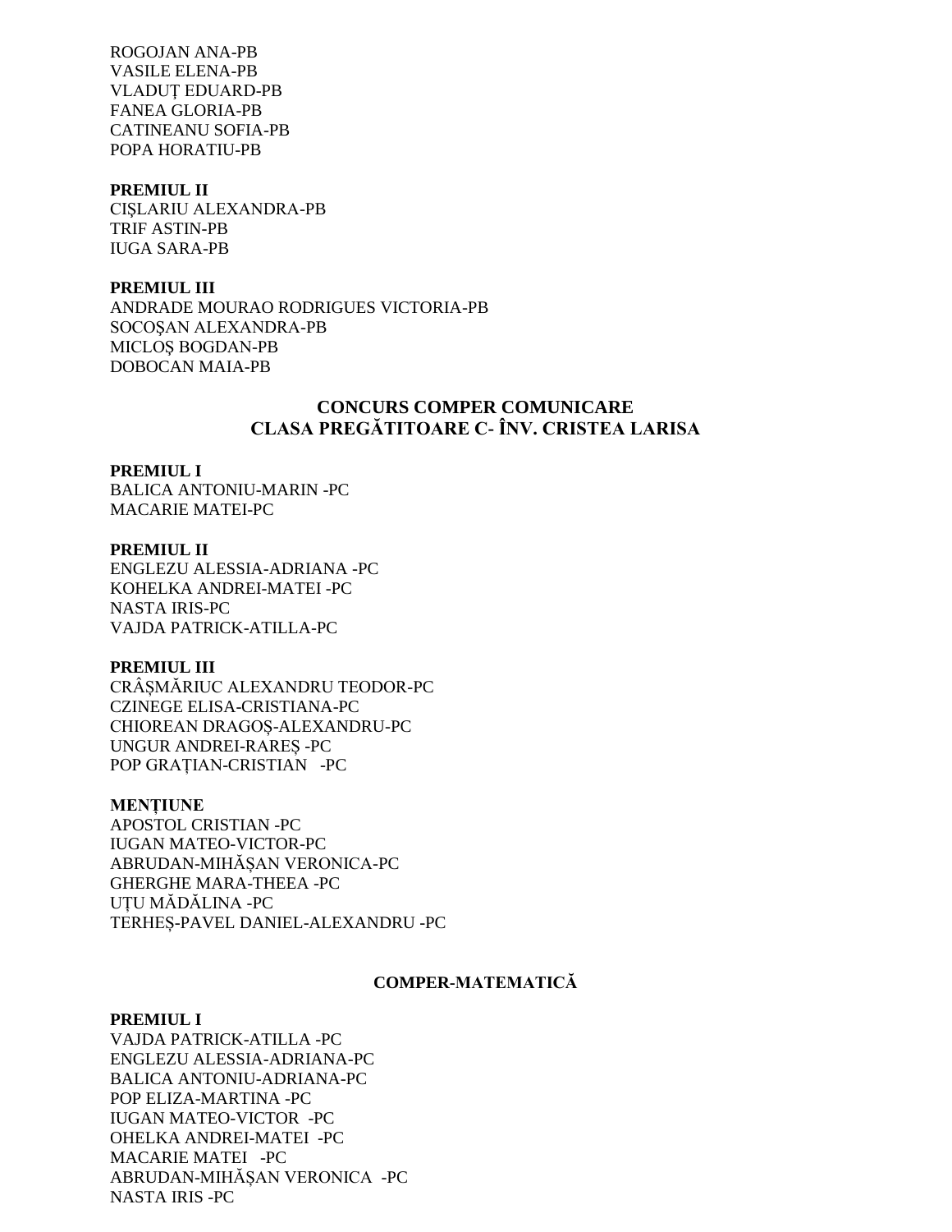ROGOJAN ANA-PB
VASILE ELENA-PB
VLADUȚ EDUARD-PB
FANEA GLORIA-PB
CATINEANU SOFIA-PB
POPA HORATIU-PB

**PREMIUL II**
CIŞLARIU ALEXANDRA-PB
TRIF ASTIN-PB
IUGA SARA-PB

**PREMIUL III**
ANDRADE MOURAO RODRIGUES VICTORIA-PB
SOCOŞAN ALEXANDRA-PB
MICLOŞ BOGDAN-PB
DOBOCAN MAIA-PB

## CONCURS COMPER COMUNICARE
## CLASA PREGĂTITOARE C- ÎNV. CRISTEA LARISA

**PREMIUL I**
BALICA ANTONIU-MARIN -PC
MACARIE MATEI-PC

**PREMIUL II**
ENGLEZU ALESSIA-ADRIANA -PC
KOHELKA ANDREI-MATEI -PC
NASTA IRIS-PC
VAJDA PATRICK-ATILLA-PC

**PREMIUL III**
CRÂȘMĂRIUC ALEXANDRU TEODOR-PC
CZINEGE ELISA-CRISTIANA-PC
CHIOREAN DRAGOȘ-ALEXANDRU-PC
UNGUR ANDREI-RAREȘ -PC
POP GRAȚIAN-CRISTIAN -PC

**MENȚIUNE**
APOSTOL CRISTIAN -PC
IUGAN MATEO-VICTOR-PC
ABRUDAN-MIHĂȘAN VERONICA-PC
GHERGHE MARA-THEEA -PC
UȚU MĂDĂLINA -PC
TERHEȘ-PAVEL DANIEL-ALEXANDRU -PC

## COMPER-MATEMATICĂ

**PREMIUL I**
VAJDA PATRICK-ATILLA -PC
ENGLEZU ALESSIA-ADRIANA-PC
BALICA ANTONIU-ADRIANA-PC
POP ELIZA-MARTINA -PC
IUGAN MATEO-VICTOR -PC
OHELKA ANDREI-MATEI -PC
MACARIE MATEI -PC
ABRUDAN-MIHĂȘAN VERONICA -PC
NASTA IRIS -PC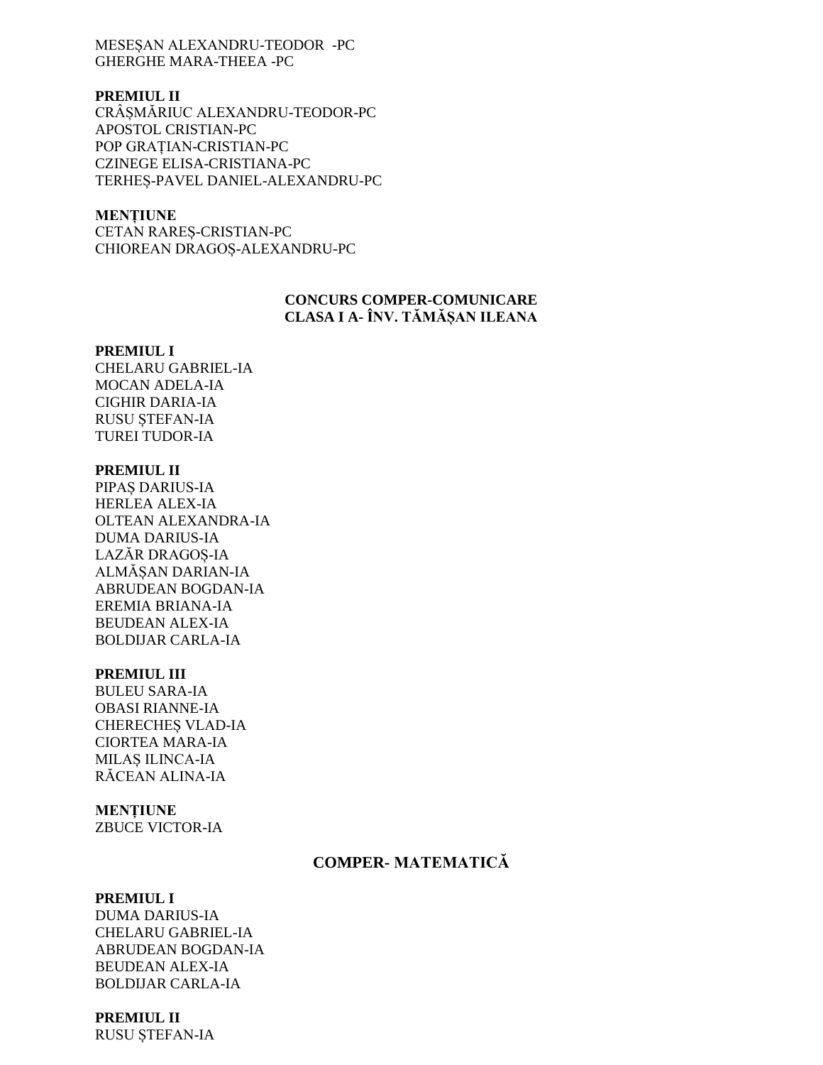MESEȘAN ALEXANDRU-TEODOR -PC
GHERGHE MARA-THEEA -PC

**PREMIUL II**
CRÂȘMĂRIUC ALEXANDRU-TEODOR-PC
APOSTOL CRISTIAN-PC
POP GRAȚIAN-CRISTIAN-PC
CZINEGE ELISA-CRISTIANA-PC
TERHEȘ-PAVEL DANIEL-ALEXANDRU-PC

**MENȚIUNE**
CETAN RAREȘ-CRISTIAN-PC
CHIOREAN DRAGOȘ-ALEXANDRU-PC

## CONCURS COMPER-COMUNICARE
## CLASA I A- ÎNV. TĂMĂȘAN ILEANA

**PREMIUL I**
CHELARU GABRIEL-IA
MOCAN ADELA-IA
CIGHIR DARIA-IA
RUSU ȘTEFAN-IA
TUREI TUDOR-IA

**PREMIUL II**
PIPAȘ DARIUS-IA
HERLEA ALEX-IA
OLTEAN ALEXANDRA-IA
DUMA DARIUS-IA
LAZĂR DRAGOȘ-IA
ALMĂȘAN DARIAN-IA
ABRUDEAN BOGDAN-IA
EREMIA BRIANA-IA
BEUDEAN ALEX-IA
BOLDIJAR CARLA-IA

**PREMIUL III**
BULEU SARA-IA
OBASI RIANNE-IA
CHERECHEȘ VLAD-IA
CIORTEA MARA-IA
MILAȘ ILINCA-IA
RĂCEAN ALINA-IA

**MENȚIUNE**
ZBUCE VICTOR-IA

## COMPER- MATEMATICĂ

**PREMIUL I**
DUMA DARIUS-IA
CHELARU GABRIEL-IA
ABRUDEAN BOGDAN-IA
BEUDEAN ALEX-IA
BOLDIJAR CARLA-IA

**PREMIUL II**
RUSU ȘTEFAN-IA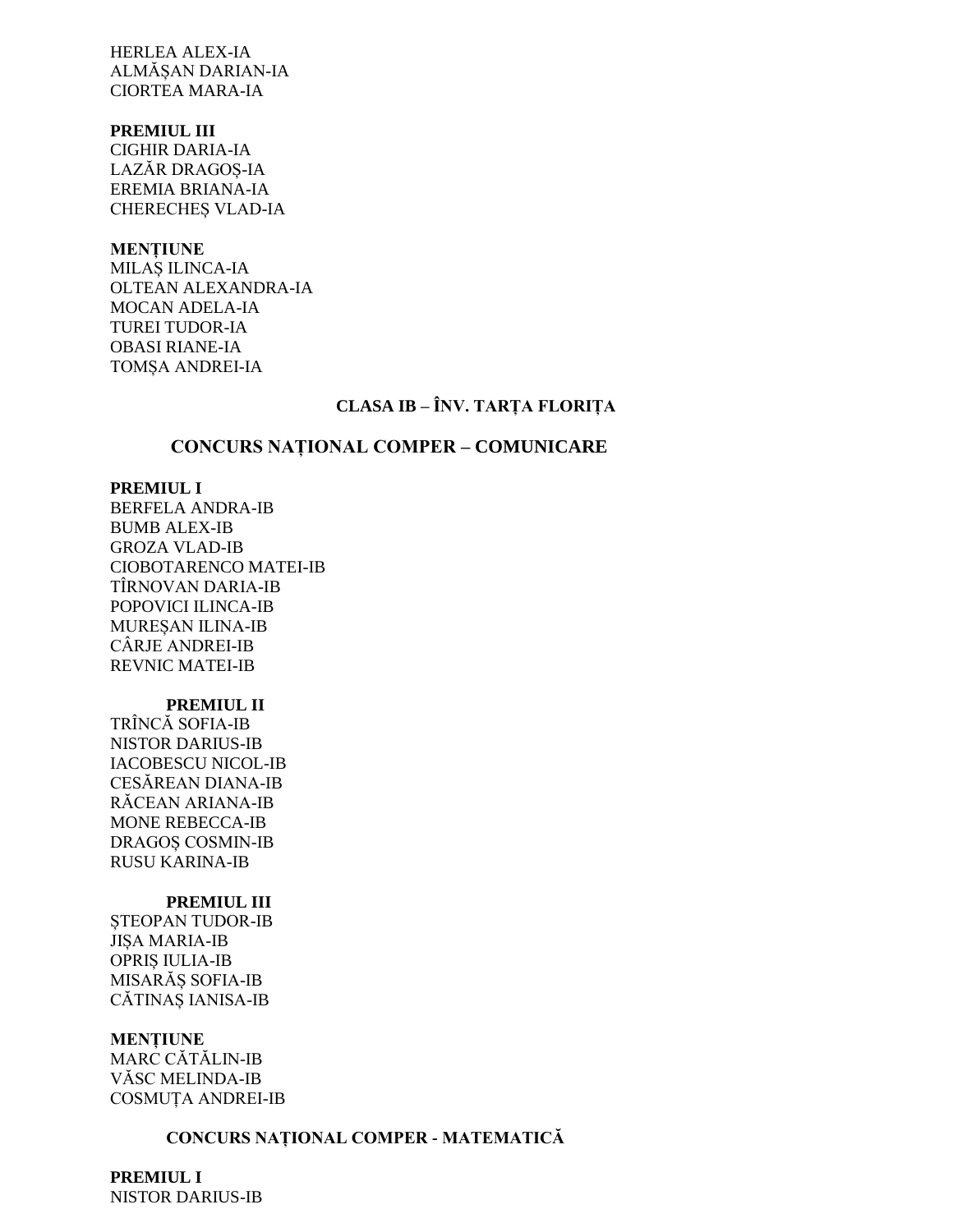HERLEA ALEX-IA
ALMĂȘAN DARIAN-IA
CIORTEA MARA-IA

**PREMIUL III**
CIGHIR DARIA-IA
LAZĂR DRAGOȘ-IA
EREMIA BRIANA-IA
CHERECHEȘ VLAD-IA

**MENȚIUNE**
MILAȘ ILINCA-IA
OLTEAN ALEXANDRA-IA
MOCAN ADELA-IA
TUREI TUDOR-IA
OBASI RIANE-IA
TOMȘA ANDREI-IA

## CLASA IB – ÎNV. TARȚA FLORIȚA

## CONCURS NAȚIONAL COMPER – COMUNICARE

**PREMIUL I**
BERFELA ANDRA-IB
BUMB ALEX-IB
GROZA VLAD-IB
CIOBOTARENCO MATEI-IB
TÎRNOVAN DARIA-IB
POPOVICI ILINCA-IB
MUREȘAN ILINA-IB
CÂRJE ANDREI-IB
REVNIC MATEI-IB

**PREMIUL II**
TRÎNCĂ SOFIA-IB
NISTOR DARIUS-IB
IACOBESCU NICOL-IB
CESĂREAN DIANA-IB
RĂCEAN ARIANA-IB
MONE REBECCA-IB
DRAGOȘ COSMIN-IB
RUSU KARINA-IB

**PREMIUL III**
ȘTEOPAN TUDOR-IB
JIȘA MARIA-IB
OPRIȘ IULIA-IB
MISARĂȘ SOFIA-IB
CĂTINAȘ IANISA-IB

**MENȚIUNE**
MARC CĂTĂLIN-IB
VĂSC MELINDA-IB
COSMUȚA ANDREI-IB

## CONCURS NAȚIONAL COMPER - MATEMATICĂ

**PREMIUL I**
NISTOR DARIUS-IB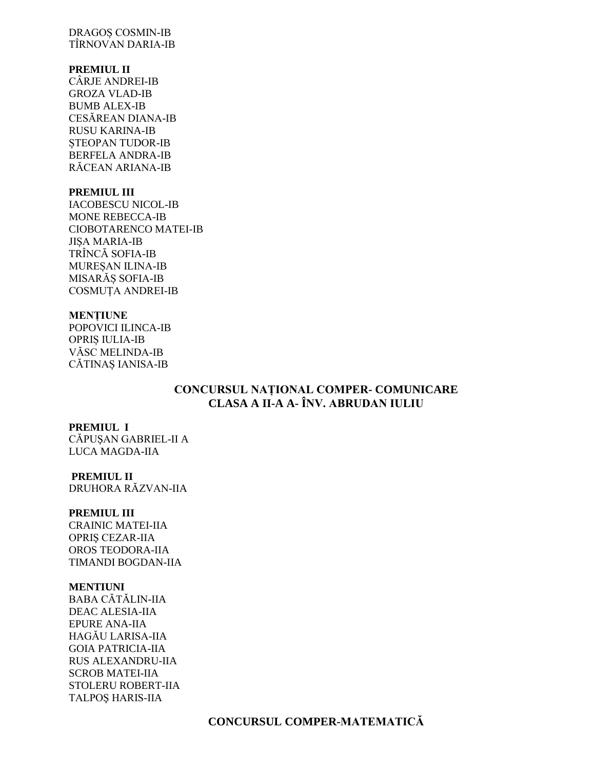DRAGOȘ COSMIN-IB
TÎRNOVAN DARIA-IB

**PREMIUL II**
CÂRJE ANDREI-IB
GROZA VLAD-IB
BUMB ALEX-IB
CESĂREAN DIANA-IB
RUSU KARINA-IB
ȘTEOPAN TUDOR-IB
BERFELA ANDRA-IB
RĂCEAN ARIANA-IB

**PREMIUL III**
IACOBESCU NICOL-IB
MONE REBECCA-IB
CIOBOTARENCO MATEI-IB
JIȘA MARIA-IB
TRÎNCĂ SOFIA-IB
MUREȘAN ILINA-IB
MISARĂȘ SOFIA-IB
COSMUȚA ANDREI-IB

**MENȚIUNE**
POPOVICI ILINCA-IB
OPRIȘ IULIA-IB
VĂSC MELINDA-IB
CĂTINAȘ IANISA-IB

## CONCURSUL NAȚIONAL COMPER- COMUNICARE
## CLASA A II-A A- ÎNV. ABRUDAN IULIU

**PREMIUL I**
CĂPUȘAN GABRIEL-II A
LUCA MAGDA-IIA

**PREMIUL II**
DRUHORA RĂZVAN-IIA

**PREMIUL III**
CRAINIC MATEI-IIA
OPRIȘ CEZAR-IIA
OROS TEODORA-IIA
TIMANDI BOGDAN-IIA

**MENTIUNI**
BABA CĂTĂLIN-IIA
DEAC ALESIA-IIA
EPURE ANA-IIA
HAGĂU LARISA-IIA
GOIA PATRICIA-IIA
RUS ALEXANDRU-IIA
SCROB MATEI-IIA
STOLERU ROBERT-IIA
TALPOȘ HARIS-IIA

## CONCURSUL COMPER-MATEMATICĂ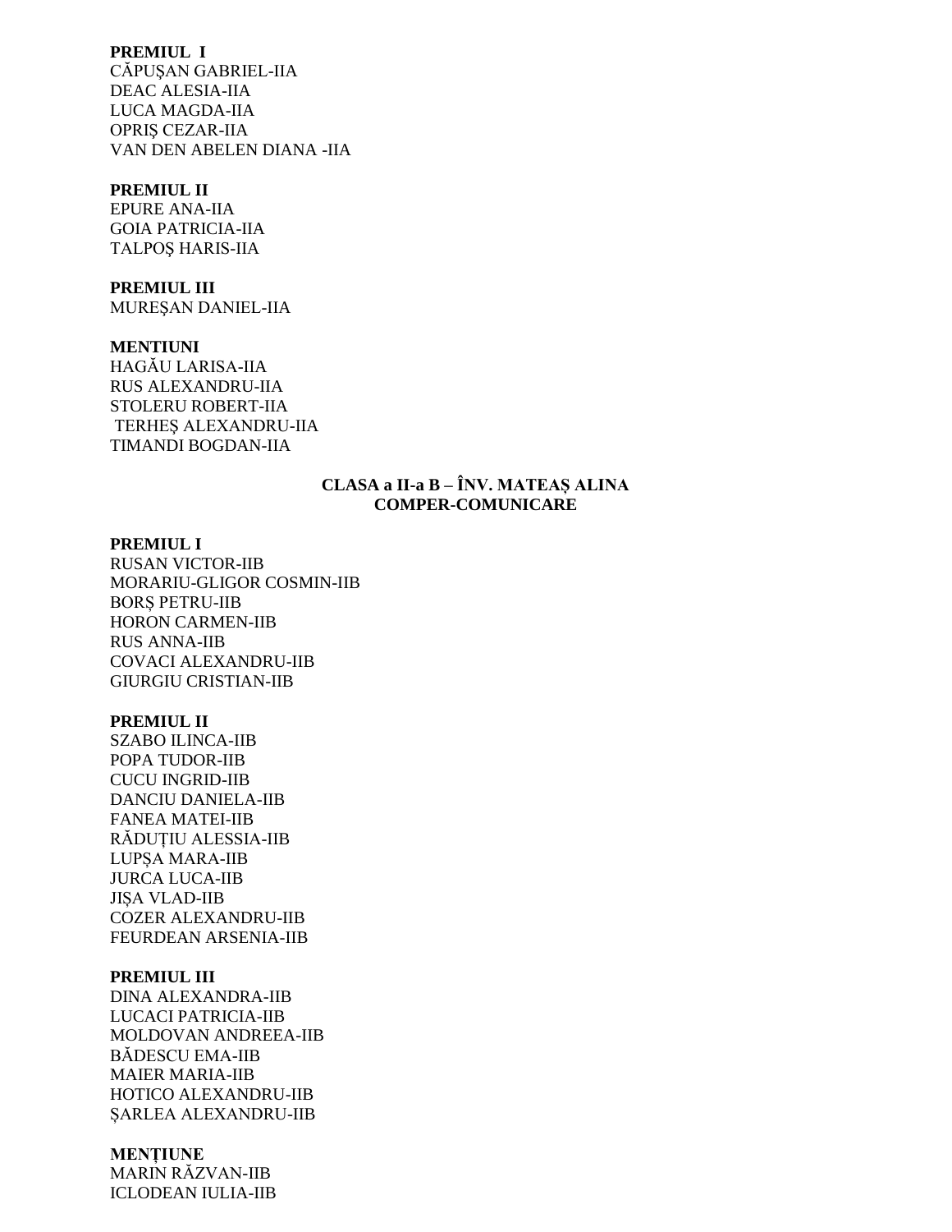**PREMIUL I**
CĂPUŞAN GABRIEL-IIA
DEAC ALESIA-IIA
LUCA MAGDA-IIA
OPRIŞ CEZAR-IIA
VAN DEN ABELEN DIANA -IIA

**PREMIUL II**
EPURE ANA-IIA
GOIA PATRICIA-IIA
TALPOŞ HARIS-IIA

**PREMIUL III**
MUREŞAN DANIEL-IIA

**MENTIUNI**
HAGĂU LARISA-IIA
RUS ALEXANDRU-IIA
STOLERU ROBERT-IIA
TERHEŞ ALEXANDRU-IIA
TIMANDI BOGDAN-IIA

**CLASA a II-a B – ÎNV. MATEAȘ ALINA**
**COMPER-COMUNICARE**

**PREMIUL I**
RUSAN VICTOR-IIB
MORARIU-GLIGOR COSMIN-IIB
BORȘ PETRU-IIB
HORON CARMEN-IIB
RUS ANNA-IIB
COVACI ALEXANDRU-IIB
GIURGIU CRISTIAN-IIB

**PREMIUL II**
SZABO ILINCA-IIB
POPA TUDOR-IIB
CUCU INGRID-IIB
DANCIU DANIELA-IIB
FANEA MATEI-IIB
RĂDUȚIU ALESSIA-IIB
LUPȘA MARA-IIB
JURCA LUCA-IIB
JIȘA VLAD-IIB
COZER ALEXANDRU-IIB
FEURDEAN ARSENIA-IIB

**PREMIUL III**
DINA ALEXANDRA-IIB
LUCACI PATRICIA-IIB
MOLDOVAN ANDREEA-IIB
BĂDESCU EMA-IIB
MAIER MARIA-IIB
HOTICO ALEXANDRU-IIB
ȘARLEA ALEXANDRU-IIB

**MENȚIUNE**
MARIN RĂZVAN-IIB
ICLODEAN IULIA-IIB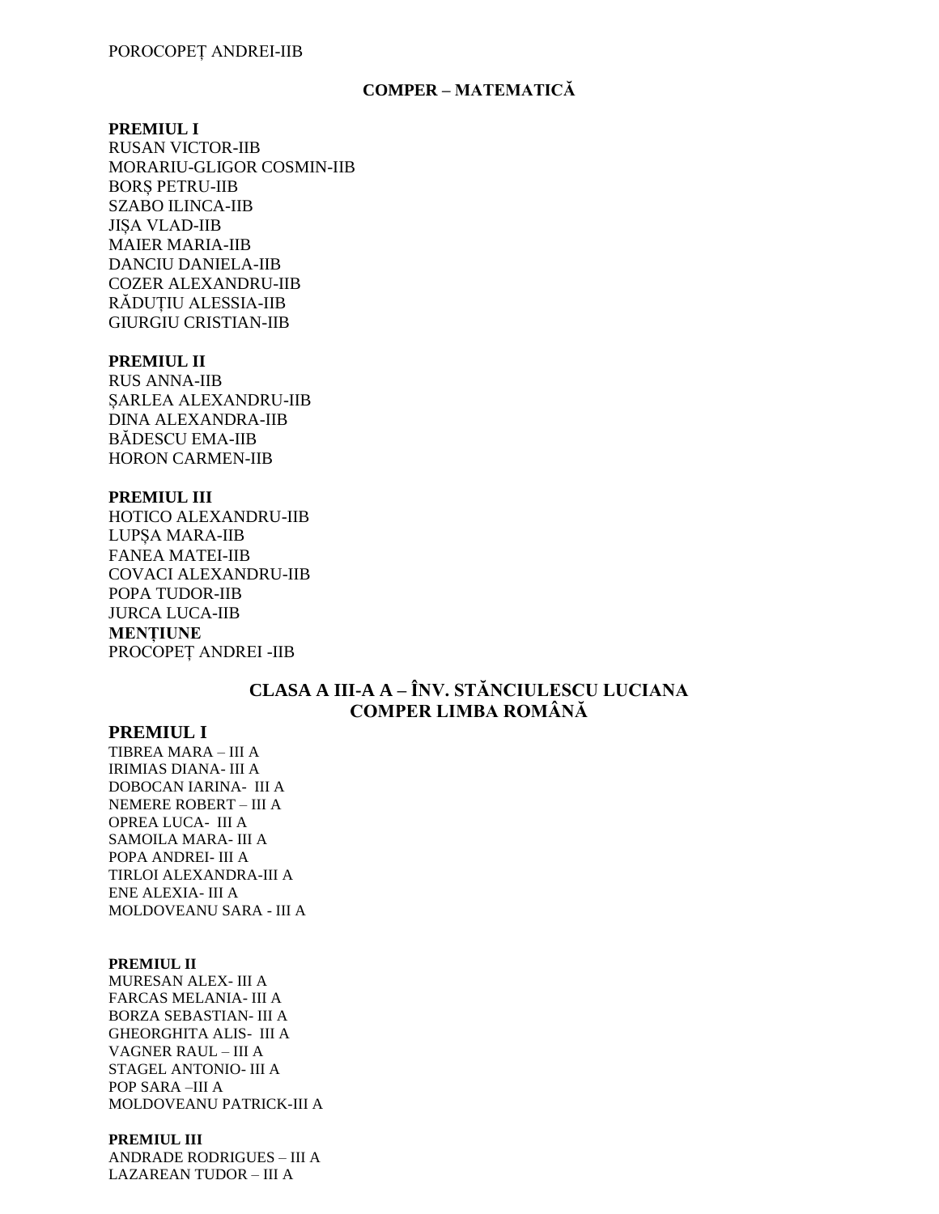POROCOPEȚ ANDREI-IIB

## COMPER – MATEMATICĂ

**PREMIUL I**

RUSAN VICTOR-IIB
MORARIU-GLIGOR COSMIN-IIB
BORȘ PETRU-IIB
SZABO ILINCA-IIB
JIȘA VLAD-IIB
MAIER MARIA-IIB
DANCIU DANIELA-IIB
COZER ALEXANDRU-IIB
RĂDUȚIU ALESSIA-IIB
GIURGIU CRISTIAN-IIB

**PREMIUL II**

RUS ANNA-IIB
ȘARLEA ALEXANDRU-IIB
DINA ALEXANDRA-IIB
BĂDESCU EMA-IIB
HORON CARMEN-IIB

**PREMIUL III**

HOTICO ALEXANDRU-IIB
LUPȘA MARA-IIB
FANEA MATEI-IIB
COVACI ALEXANDRU-IIB
POPA TUDOR-IIB
JURCA LUCA-IIB

**MENȚIUNE**

PROCOPEȚ ANDREI -IIB

## CLASA A III-A A – ÎNV. STĂNCIULESCU LUCIANA
## COMPER LIMBA ROMÂNĂ

### PREMIUL I

TIBREA MARA – III A
IRIMIAS DIANA- III A
DOBOCAN IARINA- III A
NEMERE ROBERT – III A
OPREA LUCA- III A
SAMOILA MARA- III A
POPA ANDREI- III A
TIRLOI ALEXANDRA-III A
ENE ALEXIA- III A
MOLDOVEANU SARA - III A

**PREMIUL II**

MURESAN ALEX- III A
FARCAS MELANIA- III A
BORZA SEBASTIAN- III A
GHEORGHITA ALIS- III A
VAGNER RAUL – III A
STAGEL ANTONIO- III A
POP SARA –III A
MOLDOVEANU PATRICK-III A

**PREMIUL III**

ANDRADE RODRIGUES – III A
LAZAREAN TUDOR – III A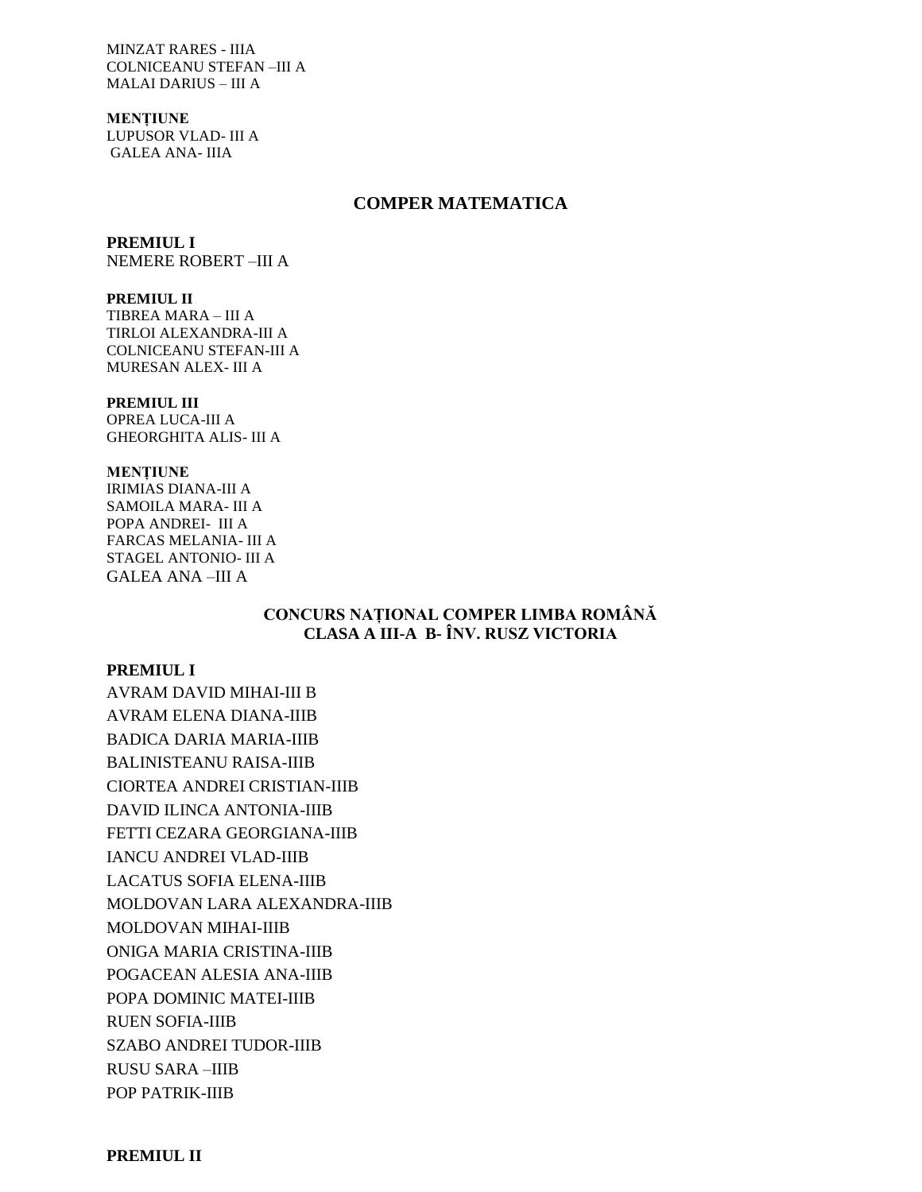MINZAT RARES - IIIA
COLNICEANU STEFAN –III A
MALAI DARIUS – III A

**MENȚIUNE**
LUPUSOR VLAD- III A
GALEA ANA- IIIA

## COMPER MATEMATICA

**PREMIUL I**
NEMERE ROBERT –III A

**PREMIUL II**
TIBREA MARA – III A
TIRLOI ALEXANDRA-III A
COLNICEANU STEFAN-III A
MURESAN ALEX- III A

**PREMIUL III**
OPREA LUCA-III A
GHEORGHITA ALIS- III A

**MENȚIUNE**
IRIMIAS DIANA-III A
SAMOILA MARA- III A
POPA ANDREI- III A
FARCAS MELANIA- III A
STAGEL ANTONIO- III A
GALEA ANA –III A

## CONCURS NAȚIONAL COMPER LIMBA ROMÂNĂ
## CLASA A III-A B- ÎNV. RUSZ VICTORIA

**PREMIUL I**
AVRAM DAVID MIHAI-III B
AVRAM ELENA DIANA-IIIB
BADICA DARIA MARIA-IIIB
BALINISTEANU RAISA-IIIB
CIORTEA ANDREI CRISTIAN-IIIB
DAVID ILINCA ANTONIA-IIIB
FETTI CEZARA GEORGIANA-IIIB
IANCU ANDREI VLAD-IIIB
LACATUS SOFIA ELENA-IIIB
MOLDOVAN LARA ALEXANDRA-IIIB
MOLDOVAN MIHAI-IIIB
ONIGA MARIA CRISTINA-IIIB
POGACEAN ALESIA ANA-IIIB
POPA DOMINIC MATEI-IIIB
RUEN SOFIA-IIIB
SZABO ANDREI TUDOR-IIIB
RUSU SARA –IIIB
POP PATRIK-IIIB

**PREMIUL II**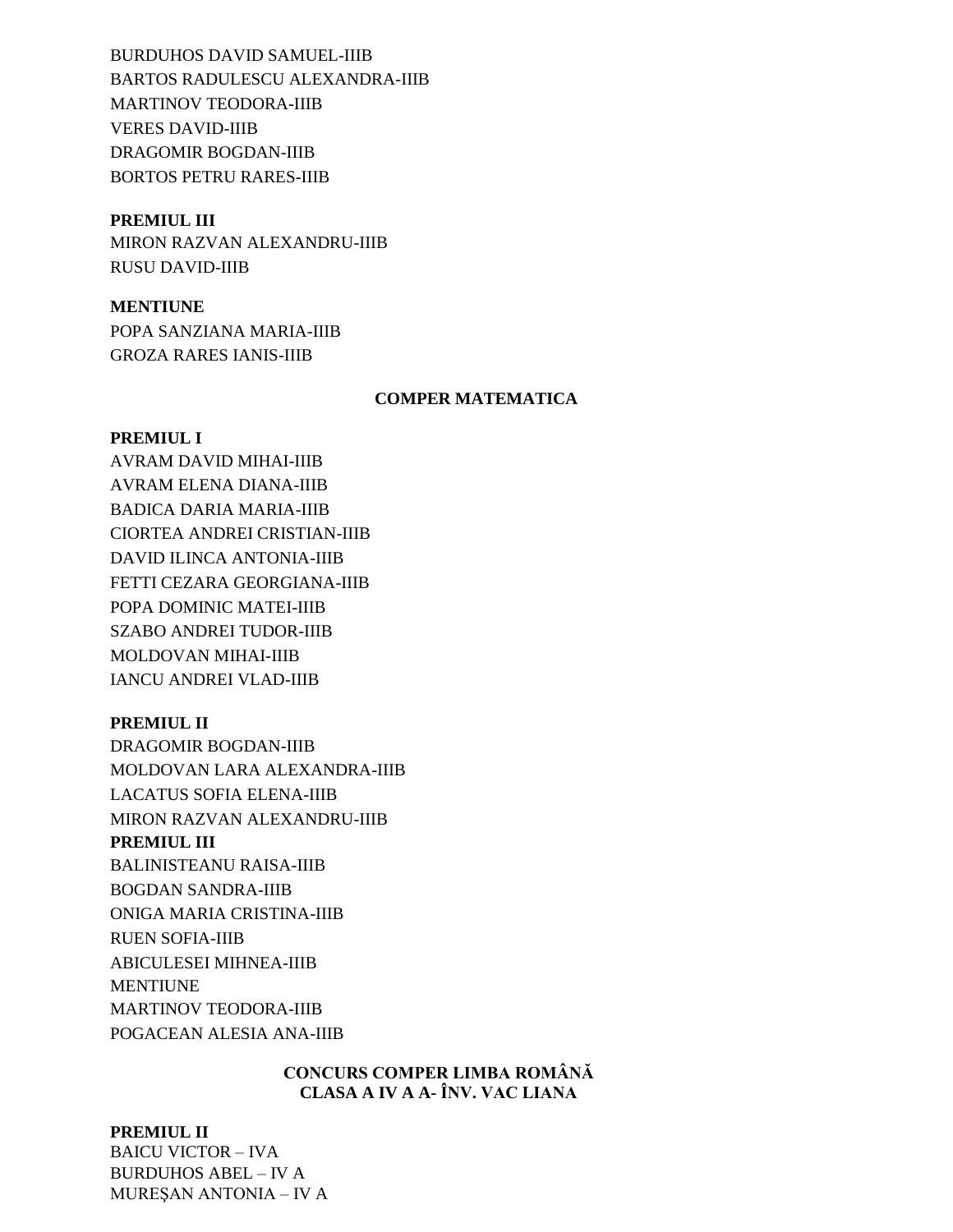BURDUHOS DAVID SAMUEL-IIIB
BARTOS RADULESCU ALEXANDRA-IIIB
MARTINOV TEODORA-IIIB
VERES DAVID-IIIB
DRAGOMIR BOGDAN-IIIB
BORTOS PETRU RARES-IIIB

**PREMIUL III**
MIRON RAZVAN ALEXANDRU-IIIB
RUSU DAVID-IIIB

**MENTIUNE**
POPA SANZIANA MARIA-IIIB
GROZA RARES IANIS-IIIB

## COMPER MATEMATICA

**PREMIUL I**
AVRAM DAVID MIHAI-IIIB
AVRAM ELENA DIANA-IIIB
BADICA DARIA MARIA-IIIB
CIORTEA ANDREI CRISTIAN-IIIB
DAVID ILINCA ANTONIA-IIIB
FETTI CEZARA GEORGIANA-IIIB
POPA DOMINIC MATEI-IIIB
SZABO ANDREI TUDOR-IIIB
MOLDOVAN MIHAI-IIIB
IANCU ANDREI VLAD-IIIB

**PREMIUL II**
DRAGOMIR BOGDAN-IIIB
MOLDOVAN LARA ALEXANDRA-IIIB
LACATUS SOFIA ELENA-IIIB
MIRON RAZVAN ALEXANDRU-IIIB
**PREMIUL III**
BALINISTEANU RAISA-IIIB
BOGDAN SANDRA-IIIB
ONIGA MARIA CRISTINA-IIIB
RUEN SOFIA-IIIB
ABICULESEI MIHNEA-IIIB
MENTIUNE
MARTINOV TEODORA-IIIB
POGACEAN ALESIA ANA-IIIB

## CONCURS COMPER LIMBA ROMÂNĂ
## CLASA A IV A A- ÎNV. VAC LIANA

**PREMIUL II**
BAICU VICTOR – IVA
BURDUHOS ABEL – IV A
MUREŞAN ANTONIA – IV A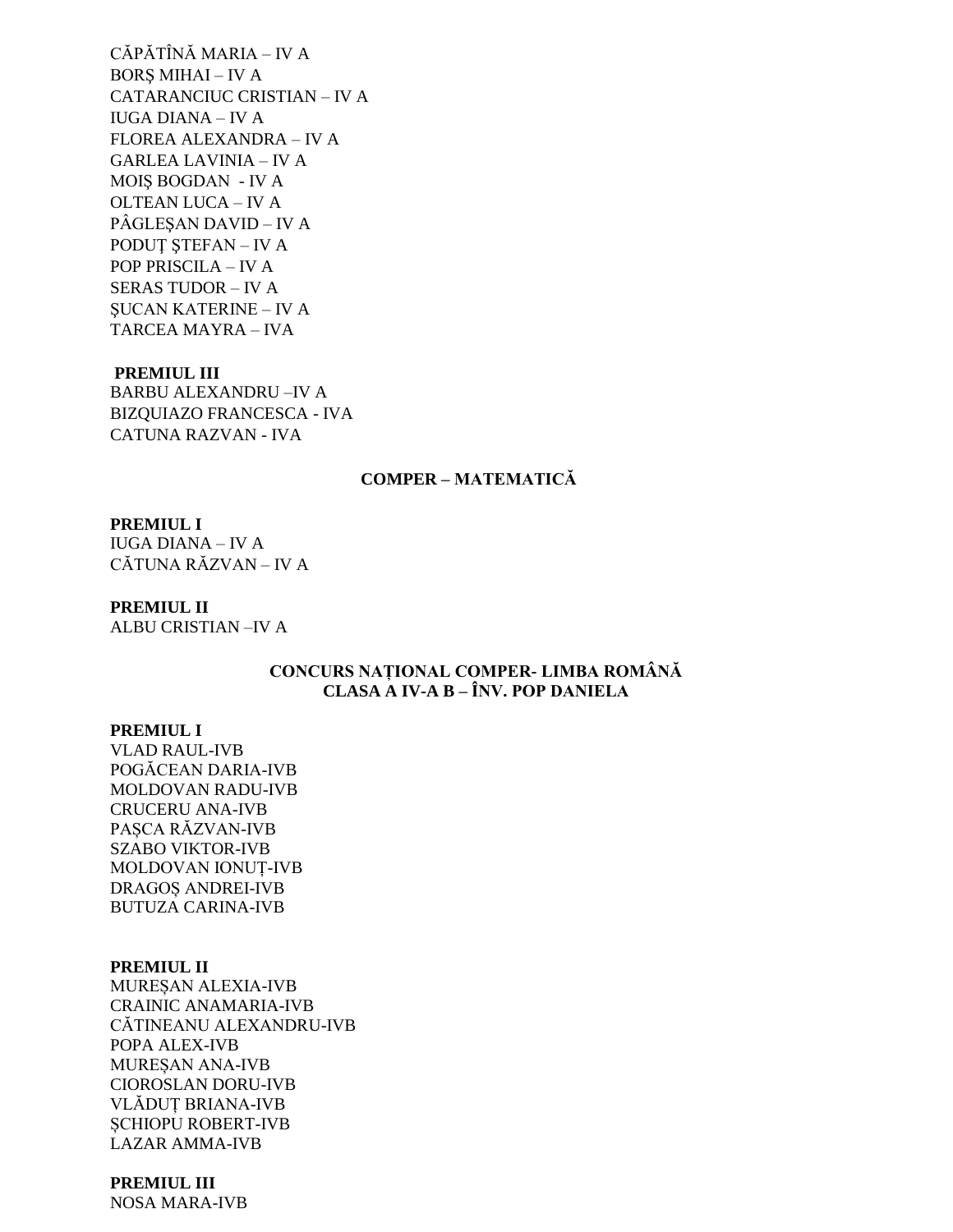CĂPĂTÎNĂ MARIA – IV A
BORŞ MIHAI – IV A
CATARANCIUC CRISTIAN – IV A
IUGA DIANA – IV A
FLOREA ALEXANDRA – IV A
GARLEA LAVINIA – IV A
MOIŞ BOGDAN - IV A
OLTEAN LUCA – IV A
PÂGLEŞAN DAVID – IV A
PODUŢ ŞTEFAN – IV A
POP PRISCILA – IV A
SERAS TUDOR – IV A
ŞUCAN KATERINE – IV A
TARCEA MAYRA – IVA

**PREMIUL III**
BARBU ALEXANDRU –IV A
BIZQUIAZO FRANCESCA - IVA
CATUNA RAZVAN - IVA

**COMPER – MATEMATICĂ**

**PREMIUL I**
IUGA DIANA – IV A
CĂTUNA RĂZVAN – IV A

**PREMIUL II**
ALBU CRISTIAN –IV A

**CONCURS NAȚIONAL COMPER- LIMBA ROMÂNĂ**
**CLASA A IV-A B – ÎNV. POP DANIELA**

**PREMIUL I**
VLAD RAUL-IVB
POGĂCEAN DARIA-IVB
MOLDOVAN RADU-IVB
CRUCERU ANA-IVB
PAȘCA RĂZVAN-IVB
SZABO VIKTOR-IVB
MOLDOVAN IONUȚ-IVB
DRAGOȘ ANDREI-IVB
BUTUZA CARINA-IVB

**PREMIUL II**
MUREȘAN ALEXIA-IVB
CRAINIC ANAMARIA-IVB
CĂTINEANU ALEXANDRU-IVB
POPA ALEX-IVB
MUREȘAN ANA-IVB
CIOROSLAN DORU-IVB
VLĂDUȚ BRIANA-IVB
ȘCHIOPU ROBERT-IVB
LAZAR AMMA-IVB

**PREMIUL III**
NOSA MARA-IVB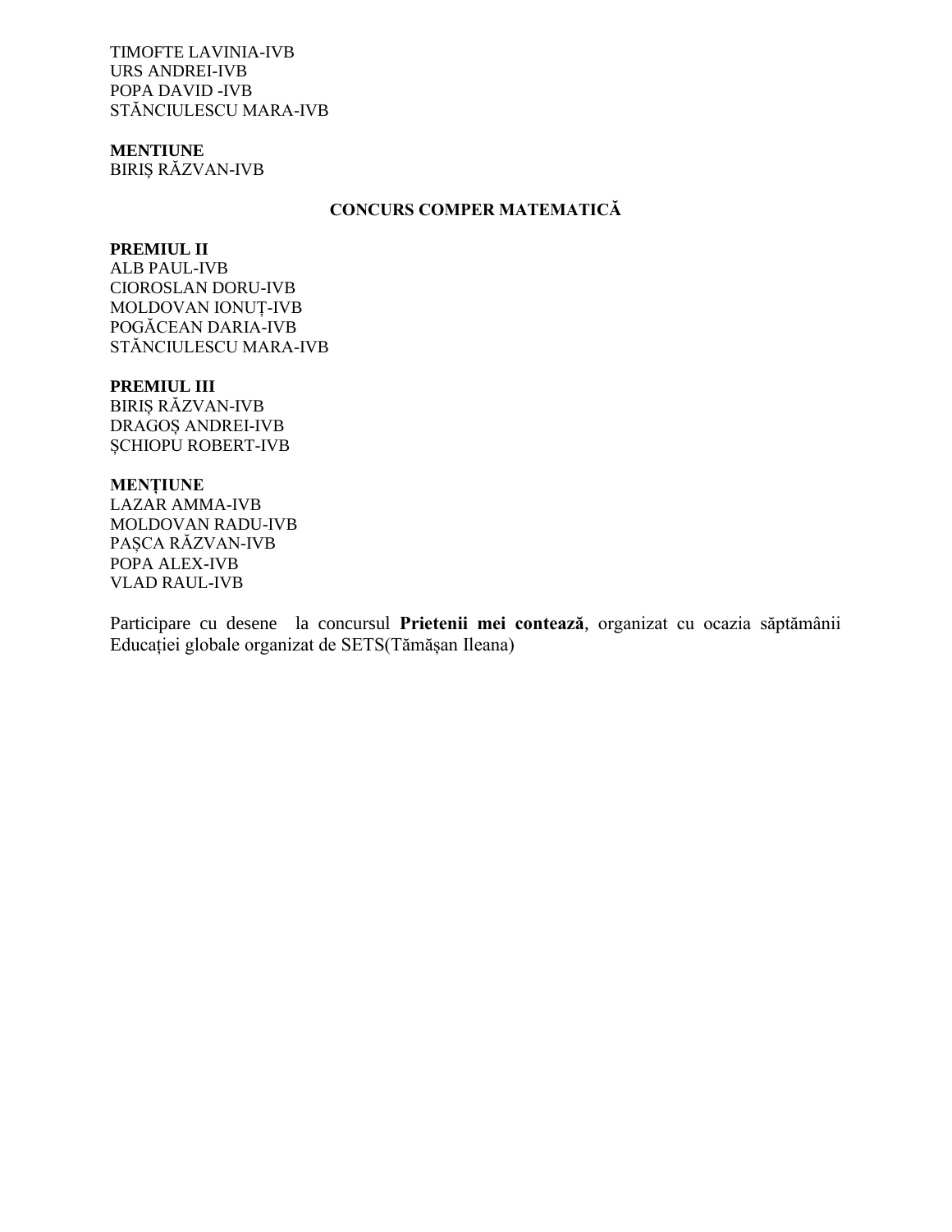TIMOFTE LAVINIA-IVB
URS ANDREI-IVB
POPA DAVID -IVB
STĂNCIULESCU MARA-IVB

**MENTIUNE**
BIRIȘ RĂZVAN-IVB

### CONCURS COMPER MATEMATICĂ

**PREMIUL II**
ALB PAUL-IVB
CIOROSLAN DORU-IVB
MOLDOVAN IONUȚ-IVB
POGĂCEAN DARIA-IVB
STĂNCIULESCU MARA-IVB

**PREMIUL III**
BIRIȘ RĂZVAN-IVB
DRAGOȘ ANDREI-IVB
ȘCHIOPU ROBERT-IVB

**MENȚIUNE**
LAZAR AMMA-IVB
MOLDOVAN RADU-IVB
PAȘCA RĂZVAN-IVB
POPA ALEX-IVB
VLAD RAUL-IVB

Participare cu desene la concursul **Prietenii mei contează**, organizat cu ocazia săptămânii Educației globale organizat de SETS(Tămășan Ileana)